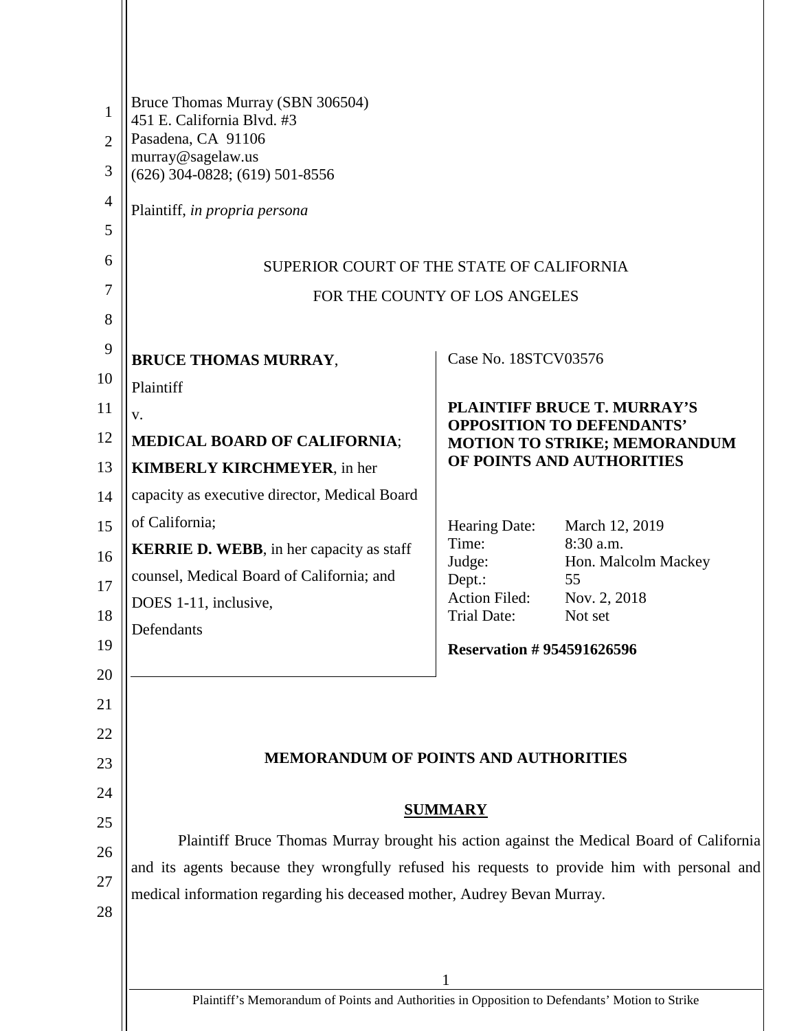Bruce Thomas Murray (SBN 306504)
451 E. California Blvd. #3
Pasadena, CA 91106
murray@sagelaw.us
(626) 304-0828; (619) 501-8556

Plaintiff, *in propria persona*

SUPERIOR COURT OF THE STATE OF CALIFORNIA

FOR THE COUNTY OF LOS ANGELES

**BRUCE THOMAS MURRAY**,

Plaintiff

v.

**MEDICAL BOARD OF CALIFORNIA**; **KIMBERLY KIRCHMEYER**, in her capacity as executive director, Medical Board of California; **KERRIE D. WEBB**, in her capacity as staff counsel, Medical Board of California; and DOES 1-11, inclusive,

Defendants

Case No. 18STCV03576

**PLAINTIFF BRUCE T. MURRAY'S OPPOSITION TO DEFENDANTS' MOTION TO STRIKE; MEMORANDUM OF POINTS AND AUTHORITIES**

| | |
|---|---|
| Hearing Date: | March 12, 2019 |
| Time: | 8:30 a.m. |
| Judge: | Hon. Malcolm Mackey |
| Dept.: | 55 |
| Action Filed: | Nov. 2, 2018 |
| Trial Date: | Not set |

**Reservation # 954591626596**

## MEMORANDUM OF POINTS AND AUTHORITIES

### SUMMARY

Plaintiff Bruce Thomas Murray brought his action against the Medical Board of California and its agents because they wrongfully refused his requests to provide him with personal and medical information regarding his deceased mother, Audrey Bevan Murray.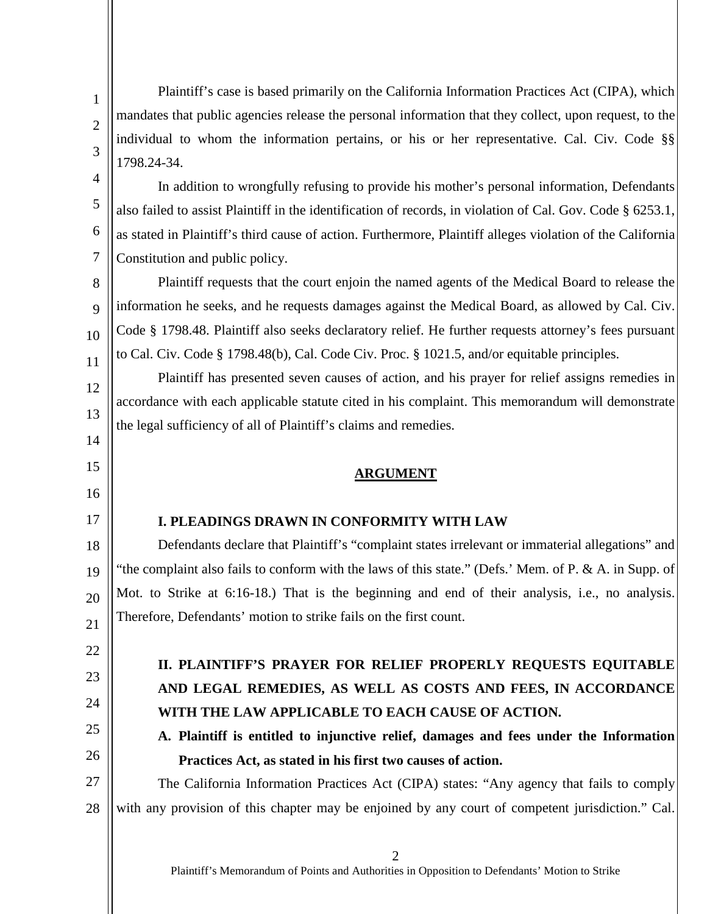Plaintiff's case is based primarily on the California Information Practices Act (CIPA), which mandates that public agencies release the personal information that they collect, upon request, to the individual to whom the information pertains, or his or her representative. Cal. Civ. Code §§ 1798.24-34.

In addition to wrongfully refusing to provide his mother's personal information, Defendants also failed to assist Plaintiff in the identification of records, in violation of Cal. Gov. Code § 6253.1, as stated in Plaintiff's third cause of action. Furthermore, Plaintiff alleges violation of the California Constitution and public policy.

Plaintiff requests that the court enjoin the named agents of the Medical Board to release the information he seeks, and he requests damages against the Medical Board, as allowed by Cal. Civ. Code § 1798.48. Plaintiff also seeks declaratory relief. He further requests attorney's fees pursuant to Cal. Civ. Code § 1798.48(b), Cal. Code Civ. Proc. § 1021.5, and/or equitable principles.

Plaintiff has presented seven causes of action, and his prayer for relief assigns remedies in accordance with each applicable statute cited in his complaint. This memorandum will demonstrate the legal sufficiency of all of Plaintiff's claims and remedies.

## ARGUMENT

### I. PLEADINGS DRAWN IN CONFORMITY WITH LAW

Defendants declare that Plaintiff's "complaint states irrelevant or immaterial allegations" and "the complaint also fails to conform with the laws of this state." (Defs.' Mem. of P. & A. in Supp. of Mot. to Strike at 6:16-18.) That is the beginning and end of their analysis, i.e., no analysis. Therefore, Defendants' motion to strike fails on the first count.

### II. PLAINTIFF'S PRAYER FOR RELIEF PROPERLY REQUESTS EQUITABLE AND LEGAL REMEDIES, AS WELL AS COSTS AND FEES, IN ACCORDANCE WITH THE LAW APPLICABLE TO EACH CAUSE OF ACTION.

#### A. Plaintiff is entitled to injunctive relief, damages and fees under the Information Practices Act, as stated in his first two causes of action.

The California Information Practices Act (CIPA) states: "Any agency that fails to comply with any provision of this chapter may be enjoined by any court of competent jurisdiction." Cal.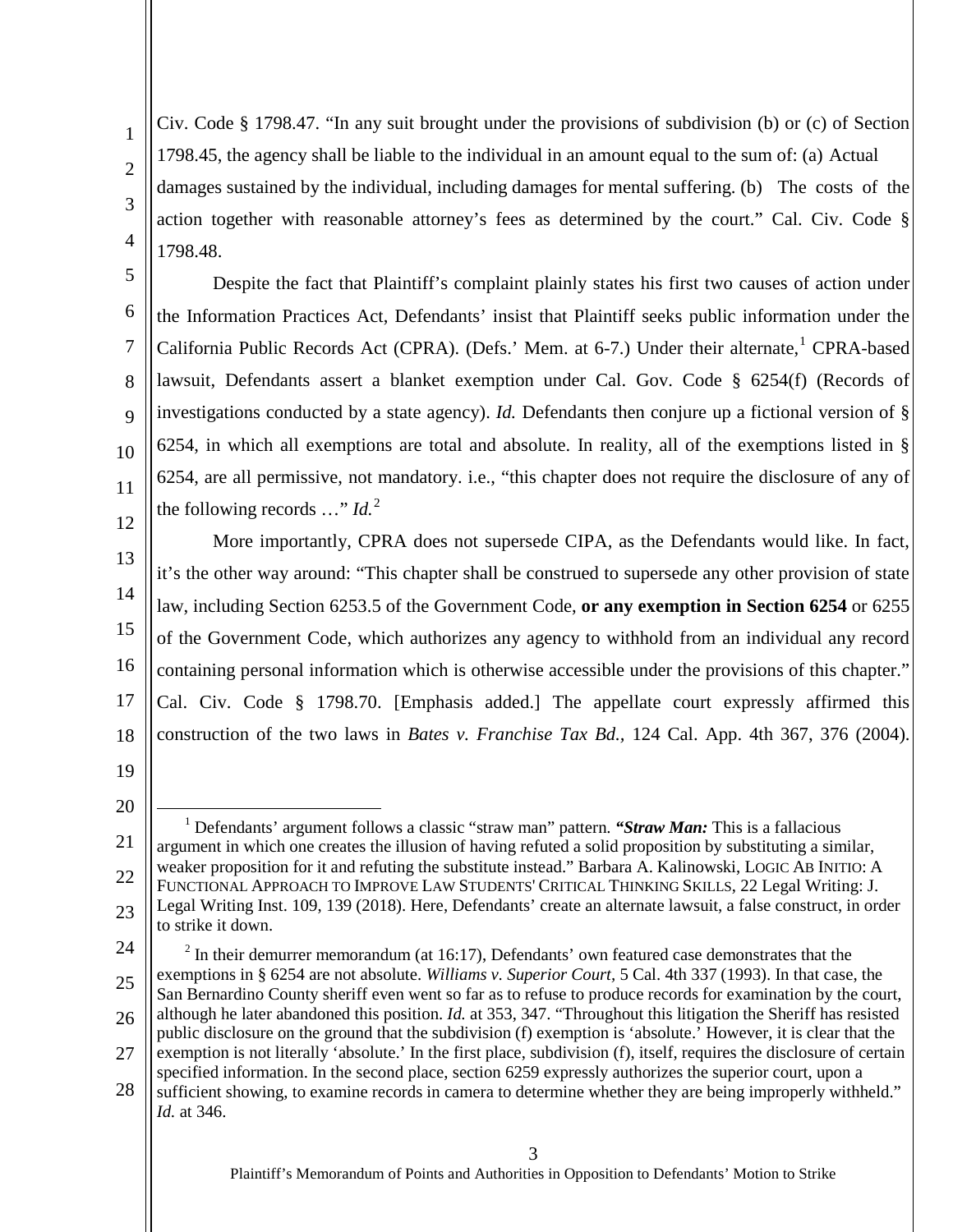Civ. Code § 1798.47. "In any suit brought under the provisions of subdivision (b) or (c) of Section 1798.45, the agency shall be liable to the individual in an amount equal to the sum of: (a) Actual damages sustained by the individual, including damages for mental suffering. (b) The costs of the action together with reasonable attorney's fees as determined by the court." Cal. Civ. Code § 1798.48.

Despite the fact that Plaintiff's complaint plainly states his first two causes of action under the Information Practices Act, Defendants' insist that Plaintiff seeks public information under the California Public Records Act (CPRA). (Defs.' Mem. at 6-7.) Under their alternate,[1] CPRA-based lawsuit, Defendants assert a blanket exemption under Cal. Gov. Code § 6254(f) (Records of investigations conducted by a state agency). *Id.* Defendants then conjure up a fictional version of § 6254, in which all exemptions are total and absolute. In reality, all of the exemptions listed in § 6254, are all permissive, not mandatory. i.e., "this chapter does not require the disclosure of any of the following records …" *Id.*[2]

More importantly, CPRA does not supersede CIPA, as the Defendants would like. In fact, it's the other way around: "This chapter shall be construed to supersede any other provision of state law, including Section 6253.5 of the Government Code, **or any exemption in Section 6254** or 6255 of the Government Code, which authorizes any agency to withhold from an individual any record containing personal information which is otherwise accessible under the provisions of this chapter." Cal. Civ. Code § 1798.70. [Emphasis added.] The appellate court expressly affirmed this construction of the two laws in *Bates v. Franchise Tax Bd.*, 124 Cal. App. 4th 367, 376 (2004).

---

[1] Defendants' argument follows a classic "straw man" pattern. ***"Straw Man:*** This is a fallacious argument in which one creates the illusion of having refuted a solid proposition by substituting a similar, weaker proposition for it and refuting the substitute instead." Barbara A. Kalinowski, LOGIC AB INITIO: A FUNCTIONAL APPROACH TO IMPROVE LAW STUDENTS' CRITICAL THINKING SKILLS, 22 Legal Writing: J. Legal Writing Inst. 109, 139 (2018). Here, Defendants' create an alternate lawsuit, a false construct, in order to strike it down.

[2] In their demurrer memorandum (at 16:17), Defendants' own featured case demonstrates that the exemptions in § 6254 are not absolute. *Williams v. Superior Court*, 5 Cal. 4th 337 (1993). In that case, the San Bernardino County sheriff even went so far as to refuse to produce records for examination by the court, although he later abandoned this position. *Id.* at 353, 347. "Throughout this litigation the Sheriff has resisted public disclosure on the ground that the subdivision (f) exemption is 'absolute.' However, it is clear that the exemption is not literally 'absolute.' In the first place, subdivision (f), itself, requires the disclosure of certain specified information. In the second place, section 6259 expressly authorizes the superior court, upon a sufficient showing, to examine records in camera to determine whether they are being improperly withheld." *Id.* at 346.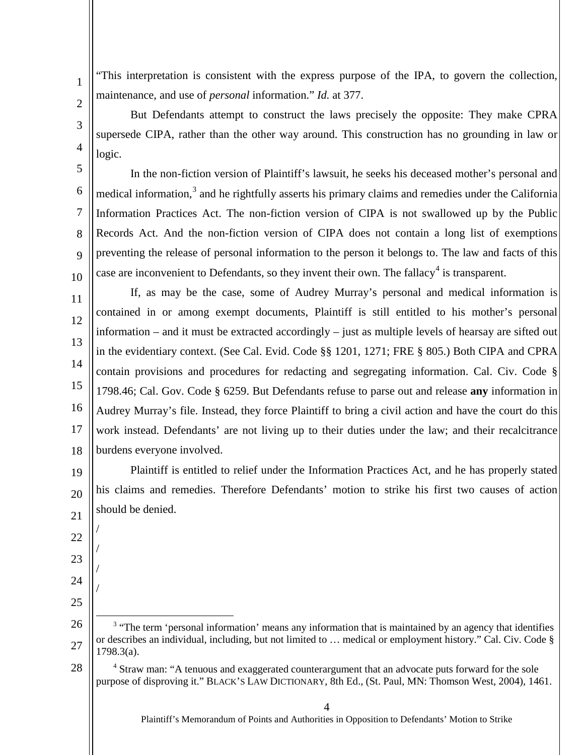"This interpretation is consistent with the express purpose of the IPA, to govern the collection, maintenance, and use of *personal* information." *Id.* at 377.

But Defendants attempt to construct the laws precisely the opposite: They make CPRA supersede CIPA, rather than the other way around. This construction has no grounding in law or logic.

In the non-fiction version of Plaintiff's lawsuit, he seeks his deceased mother's personal and medical information,[3] and he rightfully asserts his primary claims and remedies under the California Information Practices Act. The non-fiction version of CIPA is not swallowed up by the Public Records Act. And the non-fiction version of CIPA does not contain a long list of exemptions preventing the release of personal information to the person it belongs to. The law and facts of this case are inconvenient to Defendants, so they invent their own. The fallacy[4] is transparent.

If, as may be the case, some of Audrey Murray's personal and medical information is contained in or among exempt documents, Plaintiff is still entitled to his mother's personal information – and it must be extracted accordingly – just as multiple levels of hearsay are sifted out in the evidentiary context. (See Cal. Evid. Code §§ 1201, 1271; FRE § 805.) Both CIPA and CPRA contain provisions and procedures for redacting and segregating information. Cal. Civ. Code § 1798.46; Cal. Gov. Code § 6259. But Defendants refuse to parse out and release **any** information in Audrey Murray's file. Instead, they force Plaintiff to bring a civil action and have the court do this work instead. Defendants' are not living up to their duties under the law; and their recalcitrance burdens everyone involved.

Plaintiff is entitled to relief under the Information Practices Act, and he has properly stated his claims and remedies. Therefore Defendants' motion to strike his first two causes of action should be denied.

/

/

/

/

---

[3] "The term 'personal information' means any information that is maintained by an agency that identifies or describes an individual, including, but not limited to … medical or employment history." Cal. Civ. Code § 1798.3(a).

[4] Straw man: "A tenuous and exaggerated counterargument that an advocate puts forward for the sole purpose of disproving it." BLACK'S LAW DICTIONARY, 8th Ed., (St. Paul, MN: Thomson West, 2004), 1461.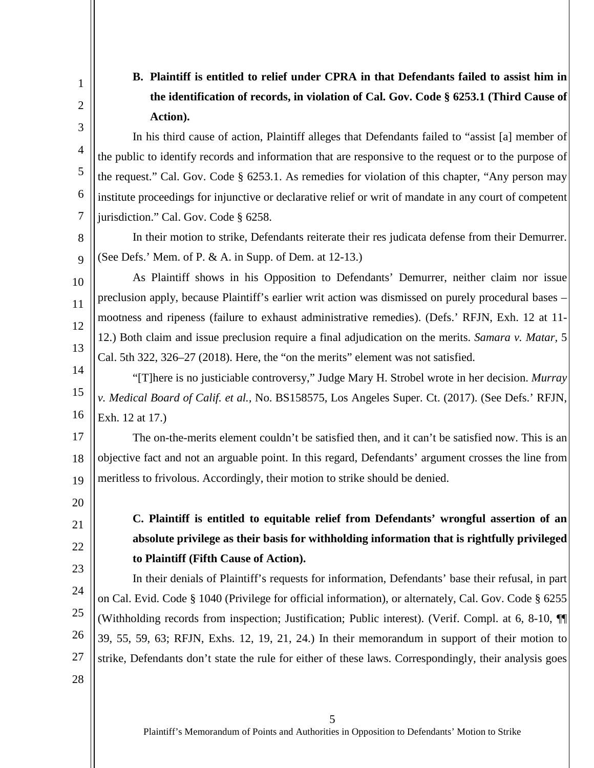**B. Plaintiff is entitled to relief under CPRA in that Defendants failed to assist him in the identification of records, in violation of Cal. Gov. Code § 6253.1 (Third Cause of Action).**

In his third cause of action, Plaintiff alleges that Defendants failed to "assist [a] member of the public to identify records and information that are responsive to the request or to the purpose of the request." Cal. Gov. Code § 6253.1. As remedies for violation of this chapter, "Any person may institute proceedings for injunctive or declarative relief or writ of mandate in any court of competent jurisdiction." Cal. Gov. Code § 6258.

In their motion to strike, Defendants reiterate their res judicata defense from their Demurrer. (See Defs.' Mem. of P. & A. in Supp. of Dem. at 12-13.)

As Plaintiff shows in his Opposition to Defendants' Demurrer, neither claim nor issue preclusion apply, because Plaintiff's earlier writ action was dismissed on purely procedural bases – mootness and ripeness (failure to exhaust administrative remedies). (Defs.' RFJN, Exh. 12 at 11-12.) Both claim and issue preclusion require a final adjudication on the merits. *Samara v. Matar,* 5 Cal. 5th 322, 326–27 (2018). Here, the "on the merits" element was not satisfied.

"[T]here is no justiciable controversy," Judge Mary H. Strobel wrote in her decision. *Murray v. Medical Board of Calif. et al.,* No. BS158575, Los Angeles Super. Ct. (2017). (See Defs.' RFJN, Exh. 12 at 17.)

The on-the-merits element couldn't be satisfied then, and it can't be satisfied now. This is an objective fact and not an arguable point. In this regard, Defendants' argument crosses the line from meritless to frivolous. Accordingly, their motion to strike should be denied.

**C. Plaintiff is entitled to equitable relief from Defendants' wrongful assertion of an absolute privilege as their basis for withholding information that is rightfully privileged to Plaintiff (Fifth Cause of Action).**

In their denials of Plaintiff's requests for information, Defendants' base their refusal, in part on Cal. Evid. Code § 1040 (Privilege for official information), or alternately, Cal. Gov. Code § 6255 (Withholding records from inspection; Justification; Public interest). (Verif. Compl. at 6, 8-10, ¶¶ 39, 55, 59, 63; RFJN, Exhs. 12, 19, 21, 24.) In their memorandum in support of their motion to strike, Defendants don't state the rule for either of these laws. Correspondingly, their analysis goes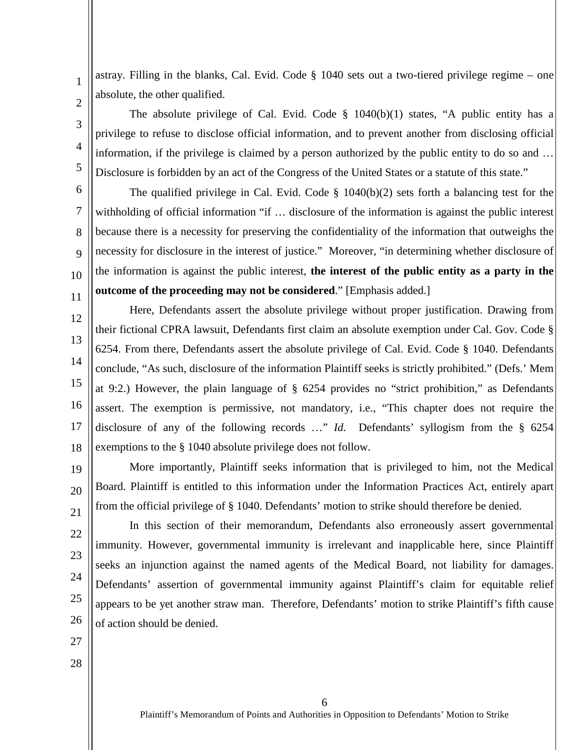astray. Filling in the blanks, Cal. Evid. Code § 1040 sets out a two-tiered privilege regime – one absolute, the other qualified.

The absolute privilege of Cal. Evid. Code § 1040(b)(1) states, "A public entity has a privilege to refuse to disclose official information, and to prevent another from disclosing official information, if the privilege is claimed by a person authorized by the public entity to do so and … Disclosure is forbidden by an act of the Congress of the United States or a statute of this state."

The qualified privilege in Cal. Evid. Code § 1040(b)(2) sets forth a balancing test for the withholding of official information "if … disclosure of the information is against the public interest because there is a necessity for preserving the confidentiality of the information that outweighs the necessity for disclosure in the interest of justice." Moreover, "in determining whether disclosure of the information is against the public interest, **the interest of the public entity as a party in the outcome of the proceeding may not be considered**." [Emphasis added.]

Here, Defendants assert the absolute privilege without proper justification. Drawing from their fictional CPRA lawsuit, Defendants first claim an absolute exemption under Cal. Gov. Code § 6254. From there, Defendants assert the absolute privilege of Cal. Evid. Code § 1040. Defendants conclude, "As such, disclosure of the information Plaintiff seeks is strictly prohibited." (Defs.' Mem at 9:2.) However, the plain language of § 6254 provides no "strict prohibition," as Defendants assert. The exemption is permissive, not mandatory, i.e., "This chapter does not require the disclosure of any of the following records …" *Id.* Defendants' syllogism from the § 6254 exemptions to the § 1040 absolute privilege does not follow.

More importantly, Plaintiff seeks information that is privileged to him, not the Medical Board. Plaintiff is entitled to this information under the Information Practices Act, entirely apart from the official privilege of § 1040. Defendants' motion to strike should therefore be denied.

In this section of their memorandum, Defendants also erroneously assert governmental immunity. However, governmental immunity is irrelevant and inapplicable here, since Plaintiff seeks an injunction against the named agents of the Medical Board, not liability for damages. Defendants' assertion of governmental immunity against Plaintiff's claim for equitable relief appears to be yet another straw man. Therefore, Defendants' motion to strike Plaintiff's fifth cause of action should be denied.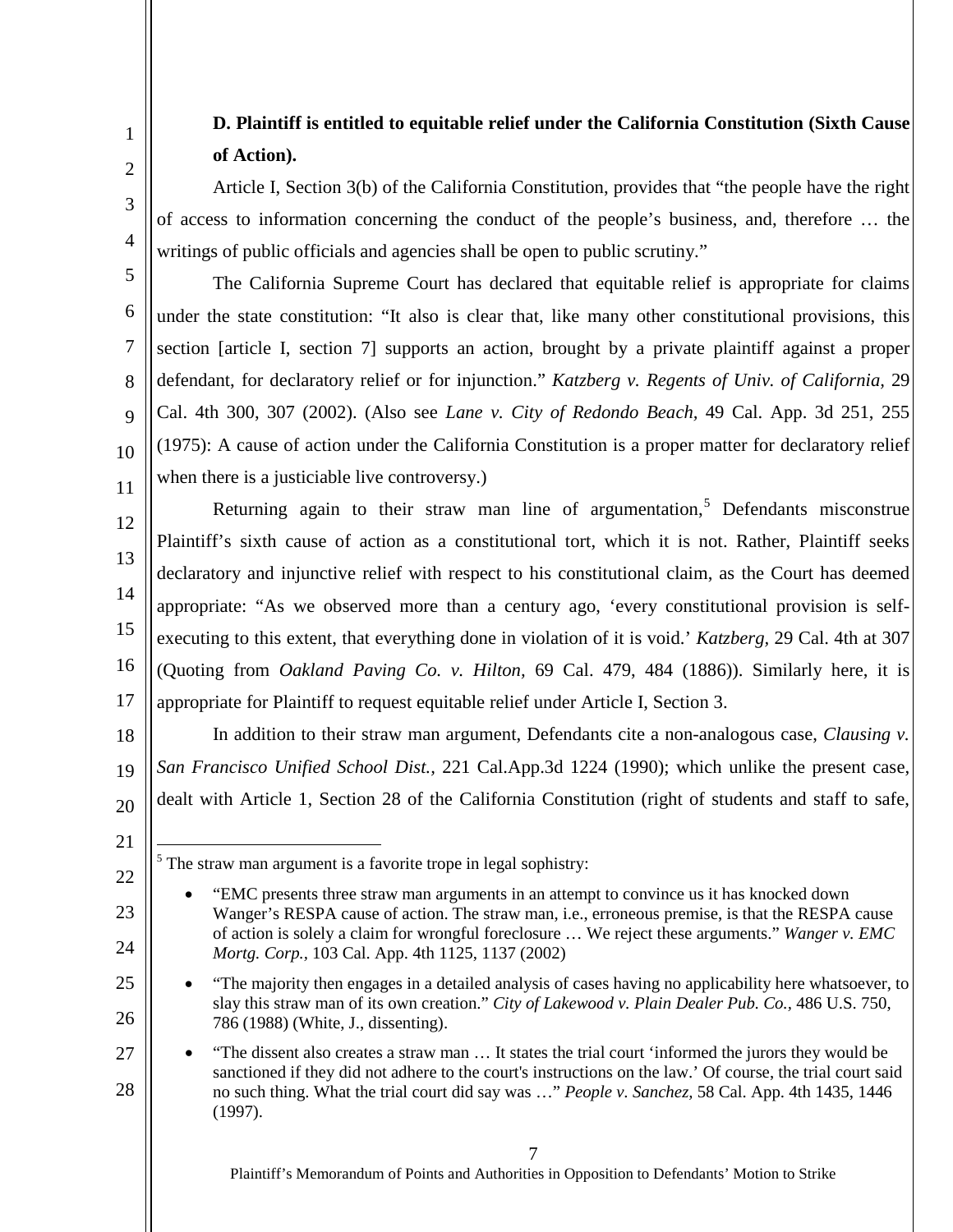**D. Plaintiff is entitled to equitable relief under the California Constitution (Sixth Cause of Action).**

Article I, Section 3(b) of the California Constitution, provides that "the people have the right of access to information concerning the conduct of the people's business, and, therefore … the writings of public officials and agencies shall be open to public scrutiny."

The California Supreme Court has declared that equitable relief is appropriate for claims under the state constitution: "It also is clear that, like many other constitutional provisions, this section [article I, section 7] supports an action, brought by a private plaintiff against a proper defendant, for declaratory relief or for injunction." *Katzberg v. Regents of Univ. of California,* 29 Cal. 4th 300, 307 (2002). (Also see *Lane v. City of Redondo Beach,* 49 Cal. App. 3d 251, 255 (1975): A cause of action under the California Constitution is a proper matter for declaratory relief when there is a justiciable live controversy.)

Returning again to their straw man line of argumentation,[5] Defendants misconstrue Plaintiff's sixth cause of action as a constitutional tort, which it is not. Rather, Plaintiff seeks declaratory and injunctive relief with respect to his constitutional claim, as the Court has deemed appropriate: "As we observed more than a century ago, 'every constitutional provision is self-executing to this extent, that everything done in violation of it is void.' *Katzberg,* 29 Cal. 4th at 307 (Quoting from *Oakland Paving Co. v. Hilton,* 69 Cal. 479, 484 (1886)). Similarly here, it is appropriate for Plaintiff to request equitable relief under Article I, Section 3.

In addition to their straw man argument, Defendants cite a non-analogous case, *Clausing v. San Francisco Unified School Dist.,* 221 Cal.App.3d 1224 (1990); which unlike the present case, dealt with Article 1, Section 28 of the California Constitution (right of students and staff to safe,

---

[5] The straw man argument is a favorite trope in legal sophistry:

- "EMC presents three straw man arguments in an attempt to convince us it has knocked down Wanger's RESPA cause of action. The straw man, i.e., erroneous premise, is that the RESPA cause of action is solely a claim for wrongful foreclosure … We reject these arguments." *Wanger v. EMC Mortg. Corp.,* 103 Cal. App. 4th 1125, 1137 (2002)
- "The majority then engages in a detailed analysis of cases having no applicability here whatsoever, to slay this straw man of its own creation." *City of Lakewood v. Plain Dealer Pub. Co.,* 486 U.S. 750, 786 (1988) (White, J., dissenting).
- "The dissent also creates a straw man … It states the trial court 'informed the jurors they would be sanctioned if they did not adhere to the court's instructions on the law.' Of course, the trial court said no such thing. What the trial court did say was …" *People v. Sanchez,* 58 Cal. App. 4th 1435, 1446 (1997).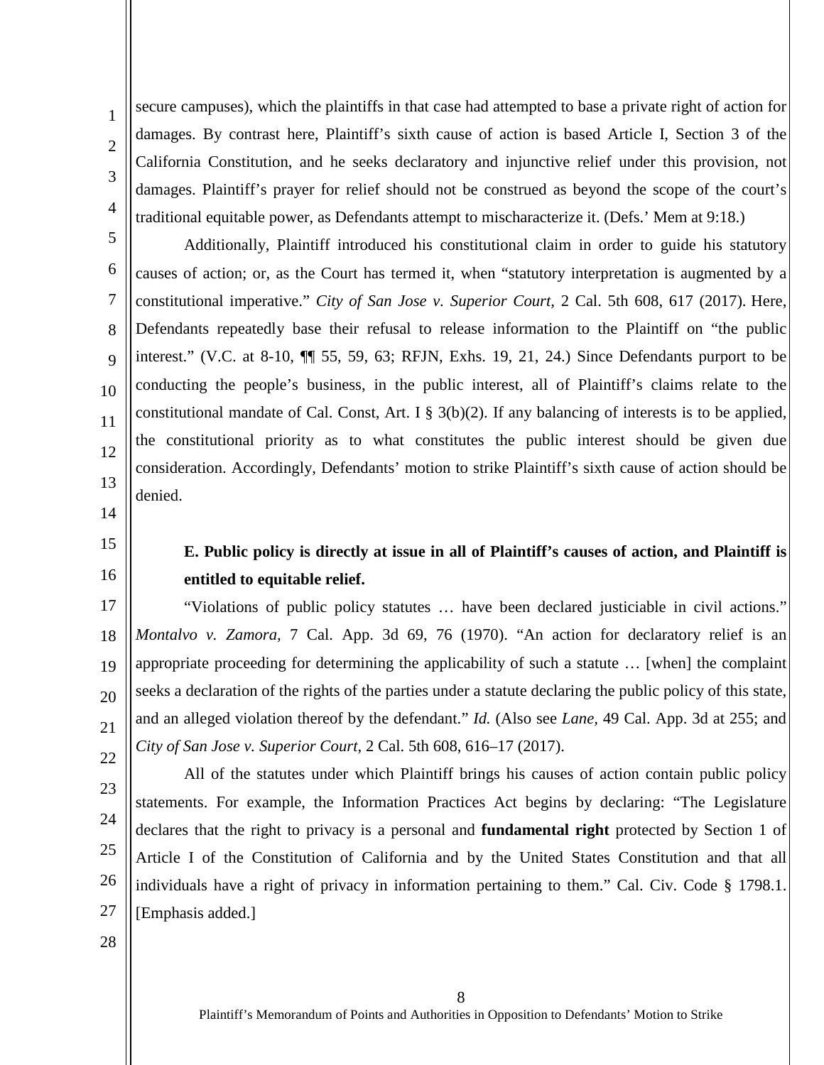secure campuses), which the plaintiffs in that case had attempted to base a private right of action for damages. By contrast here, Plaintiff's sixth cause of action is based Article I, Section 3 of the California Constitution, and he seeks declaratory and injunctive relief under this provision, not damages. Plaintiff's prayer for relief should not be construed as beyond the scope of the court's traditional equitable power, as Defendants attempt to mischaracterize it. (Defs.' Mem at 9:18.)

Additionally, Plaintiff introduced his constitutional claim in order to guide his statutory causes of action; or, as the Court has termed it, when "statutory interpretation is augmented by a constitutional imperative." *City of San Jose v. Superior Court,* 2 Cal. 5th 608, 617 (2017). Here, Defendants repeatedly base their refusal to release information to the Plaintiff on "the public interest." (V.C. at 8-10, ¶¶ 55, 59, 63; RFJN, Exhs. 19, 21, 24.) Since Defendants purport to be conducting the people's business, in the public interest, all of Plaintiff's claims relate to the constitutional mandate of Cal. Const, Art. I § 3(b)(2). If any balancing of interests is to be applied, the constitutional priority as to what constitutes the public interest should be given due consideration. Accordingly, Defendants' motion to strike Plaintiff's sixth cause of action should be denied.

**E. Public policy is directly at issue in all of Plaintiff's causes of action, and Plaintiff is entitled to equitable relief.**

"Violations of public policy statutes … have been declared justiciable in civil actions." *Montalvo v. Zamora,* 7 Cal. App. 3d 69, 76 (1970). "An action for declaratory relief is an appropriate proceeding for determining the applicability of such a statute … [when] the complaint seeks a declaration of the rights of the parties under a statute declaring the public policy of this state, and an alleged violation thereof by the defendant." *Id.* (Also see *Lane,* 49 Cal. App. 3d at 255; and *City of San Jose v. Superior Court,* 2 Cal. 5th 608, 616–17 (2017).

All of the statutes under which Plaintiff brings his causes of action contain public policy statements. For example, the Information Practices Act begins by declaring: "The Legislature declares that the right to privacy is a personal and **fundamental right** protected by Section 1 of Article I of the Constitution of California and by the United States Constitution and that all individuals have a right of privacy in information pertaining to them." Cal. Civ. Code § 1798.1. [Emphasis added.]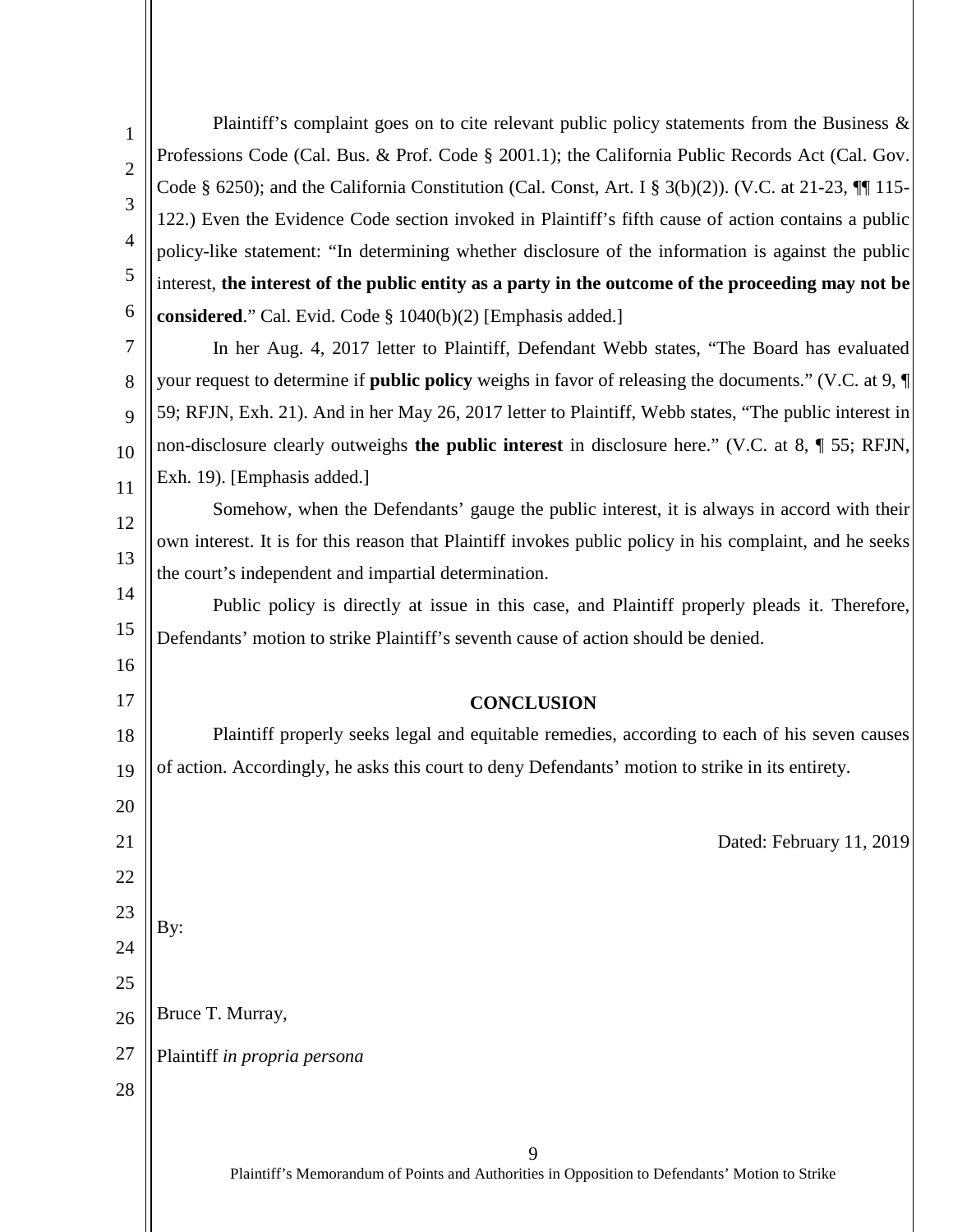Plaintiff's complaint goes on to cite relevant public policy statements from the Business & Professions Code (Cal. Bus. & Prof. Code § 2001.1); the California Public Records Act (Cal. Gov. Code § 6250); and the California Constitution (Cal. Const, Art. I § 3(b)(2)). (V.C. at 21-23, ¶¶ 115-122.) Even the Evidence Code section invoked in Plaintiff's fifth cause of action contains a public policy-like statement: "In determining whether disclosure of the information is against the public interest, **the interest of the public entity as a party in the outcome of the proceeding may not be considered**." Cal. Evid. Code § 1040(b)(2) [Emphasis added.]

In her Aug. 4, 2017 letter to Plaintiff, Defendant Webb states, "The Board has evaluated your request to determine if **public policy** weighs in favor of releasing the documents." (V.C. at 9, ¶ 59; RFJN, Exh. 21). And in her May 26, 2017 letter to Plaintiff, Webb states, "The public interest in non-disclosure clearly outweighs **the public interest** in disclosure here." (V.C. at 8, ¶ 55; RFJN, Exh. 19). [Emphasis added.]

Somehow, when the Defendants' gauge the public interest, it is always in accord with their own interest. It is for this reason that Plaintiff invokes public policy in his complaint, and he seeks the court's independent and impartial determination.

Public policy is directly at issue in this case, and Plaintiff properly pleads it. Therefore, Defendants' motion to strike Plaintiff's seventh cause of action should be denied.

## CONCLUSION

Plaintiff properly seeks legal and equitable remedies, according to each of his seven causes of action. Accordingly, he asks this court to deny Defendants' motion to strike in its entirety.

Dated: February 11, 2019

By:

Bruce T. Murray,

Plaintiff *in propria persona*